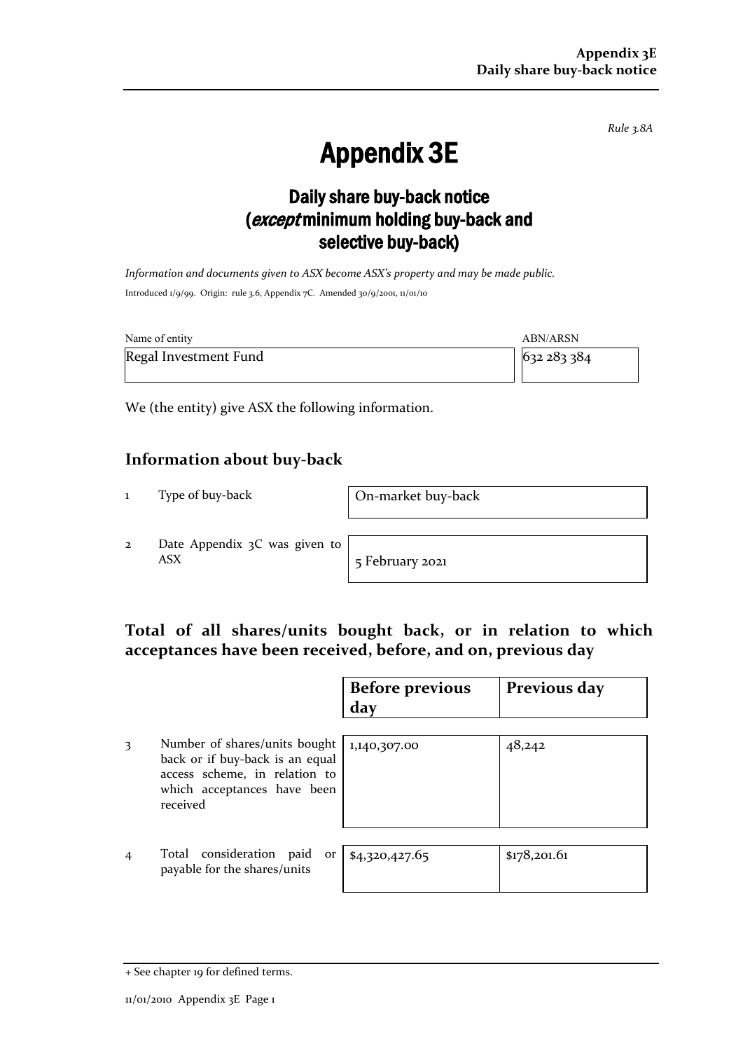*Rule 3.8A*

# Appendix 3E

## Daily share buy-back notice (*except* minimum holding buy-back and selective buy-back)

*Information and documents given to ASX become ASX's property and may be made public.*

Introduced 1/9/99. Origin: rule 3.6, Appendix 7C. Amended 30/9/2001, 11/01/10

| Name of entity | ABN/ARSN |
|---|---|
| Regal Investment Fund | 632 283 384 |

We (the entity) give ASX the following information.

### Information about buy-back

| | | |
|---|---|---|
| 1 | Type of buy-back | On-market buy-back |
| 2 | Date Appendix 3C was given to ASX | 5 February 2021 |

### Total of all shares/units bought back, or in relation to which acceptances have been received, before, and on, previous day

| | | Before previous day | Previous day |
|---|---|---|---|
| 3 | Number of shares/units bought back or if buy-back is an equal access scheme, in relation to which acceptances have been received | 1,140,307.00 | 48,242 |
| 4 | Total consideration paid or payable for the shares/units | $4,320,427.65 | $178,201.61 |

+ See chapter 19 for defined terms.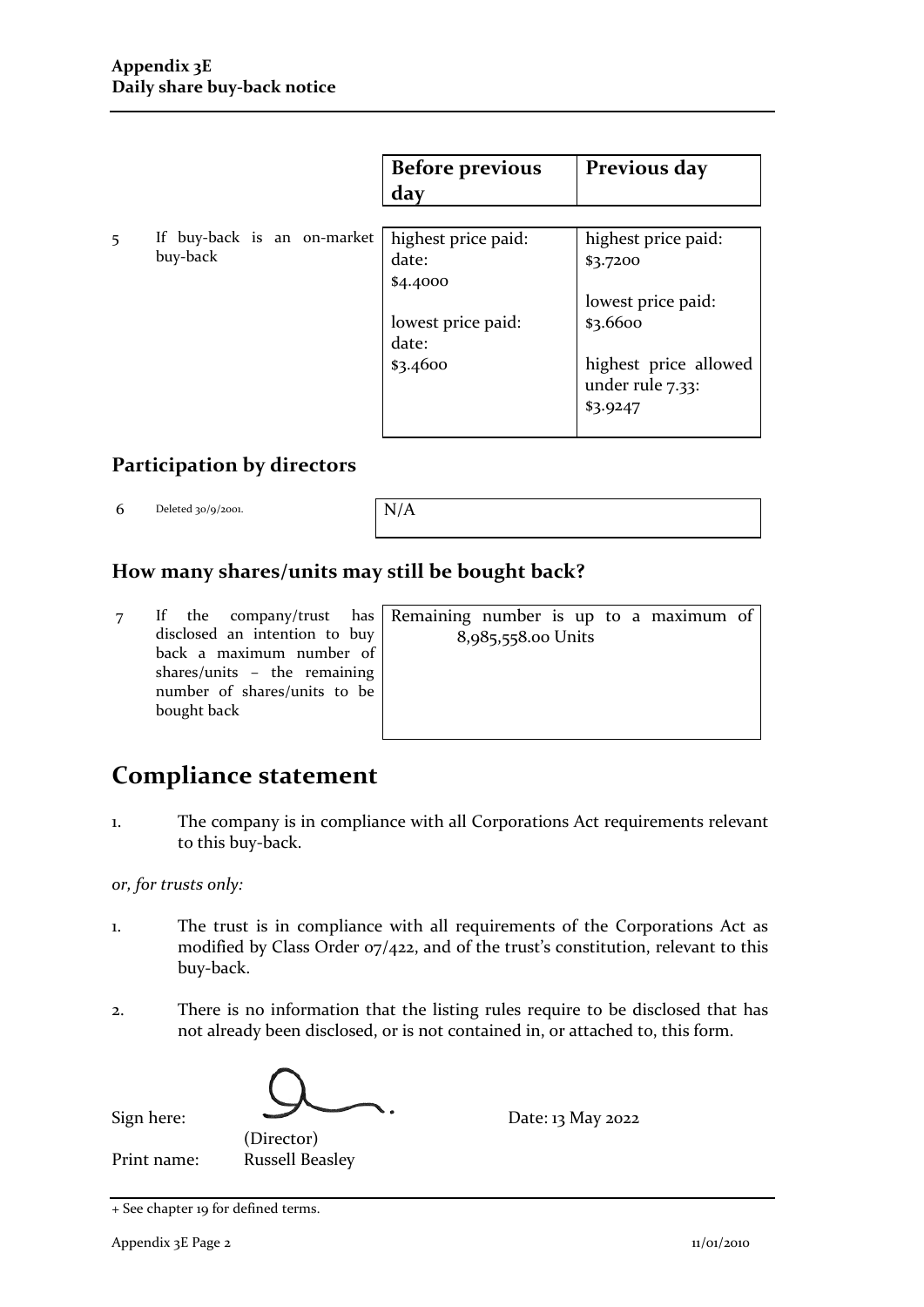**Appendix 3E**
**Daily share buy-back notice**

| | | Before previous day | Previous day |
|---|---|---|---|
| 5 | If buy-back is an on-market buy-back | highest price paid: date: $4.4000<br><br>lowest price paid: date: $3.4600 | highest price paid: $3.7200<br><br>lowest price paid: $3.6600<br><br>highest price allowed under rule 7.33: $3.9247 |

## Participation by directors

| | | |
|---|---|---|
| 6 | Deleted 30/9/2001. | N/A |

## How many shares/units may still be bought back?

| | | |
|---|---|---|
| 7 | If the company/trust has disclosed an intention to buy back a maximum number of shares/units – the remaining number of shares/units to be bought back | Remaining number is up to a maximum of 8,985,558.00 Units |

# Compliance statement

1. The company is in compliance with all Corporations Act requirements relevant to this buy-back.

*or, for trusts only:*

1. The trust is in compliance with all requirements of the Corporations Act as modified by Class Order 07/422, and of the trust's constitution, relevant to this buy-back.

2. There is no information that the listing rules require to be disclosed that has not already been disclosed, or is not contained in, or attached to, this form.

Sign here: (Director) Date: 13 May 2022

Print name: Russell Beasley

+ See chapter 19 for defined terms.